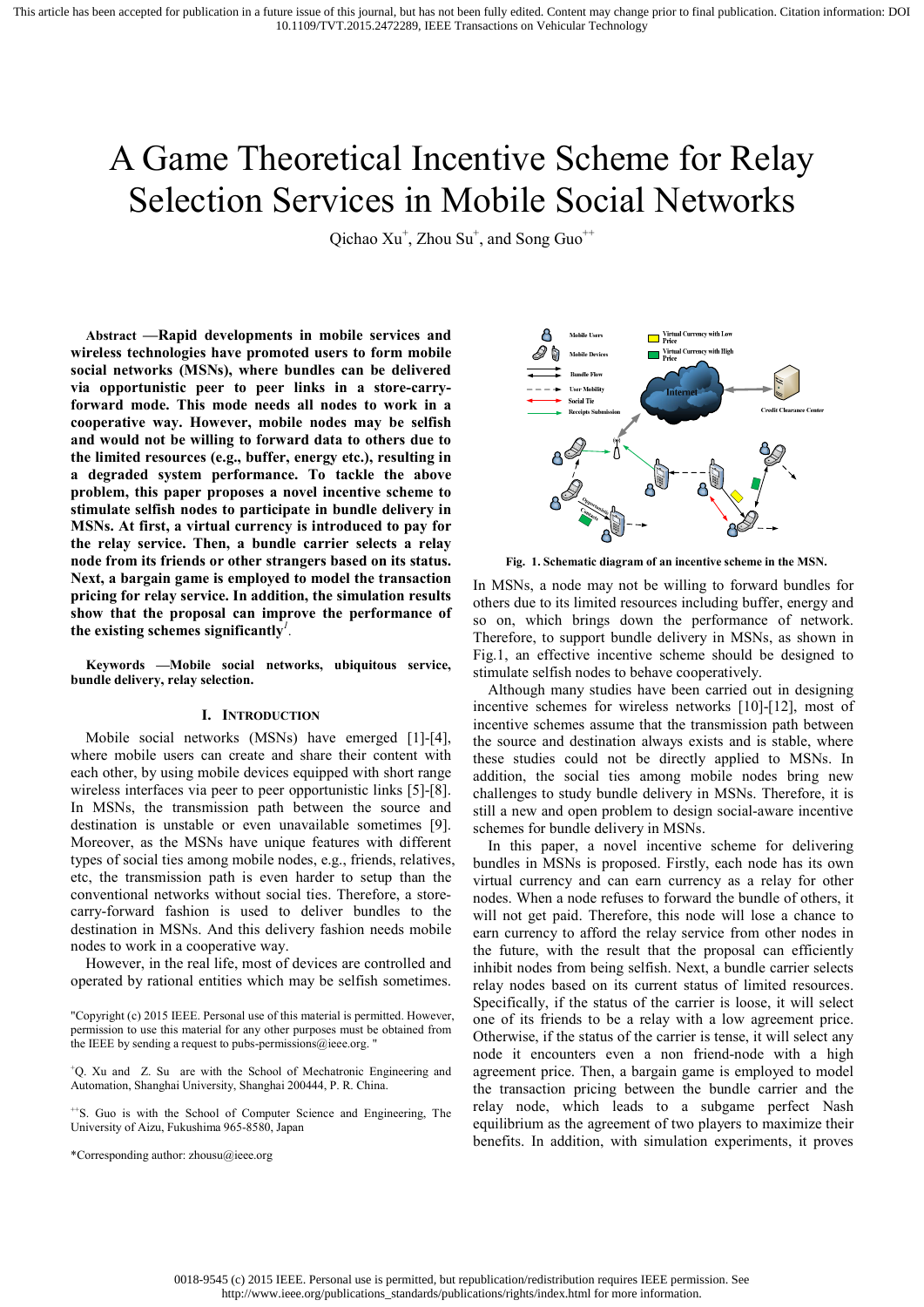# A Game Theoretical Incentive Scheme for Relay Selection Services in Mobile Social Networks

Qichao Xu[+], Zhou Su[+], and Song Guo[++]

**Abstract —Rapid developments in mobile services and wireless technologies have promoted users to form mobile social networks (MSNs), where bundles can be delivered via opportunistic peer to peer links in a store-carry-forward mode. This mode needs all nodes to work in a cooperative way. However, mobile nodes may be selfish and would not be willing to forward data to others due to the limited resources (e.g., buffer, energy etc.), resulting in a degraded system performance. To tackle the above problem, this paper proposes a novel incentive scheme to stimulate selfish nodes to participate in bundle delivery in MSNs. At first, a virtual currency is introduced to pay for the relay service. Then, a bundle carrier selects a relay node from its friends or other strangers based on its status. Next, a bargain game is employed to model the transaction pricing for relay service. In addition, the simulation results show that the proposal can improve the performance of the existing schemes significantly**[1].

**Keywords —Mobile social networks, ubiquitous service, bundle delivery, relay selection.**

## I. Introduction

Mobile social networks (MSNs) have emerged [1]-[4], where mobile users can create and share their content with each other, by using mobile devices equipped with short range wireless interfaces via peer to peer opportunistic links [5]-[8]. In MSNs, the transmission path between the source and destination is unstable or even unavailable sometimes [9]. Moreover, as the MSNs have unique features with different types of social ties among mobile nodes, e.g., friends, relatives, etc, the transmission path is even harder to setup than the conventional networks without social ties. Therefore, a store-carry-forward fashion is used to deliver bundles to the destination in MSNs. And this delivery fashion needs mobile nodes to work in a cooperative way.

However, in the real life, most of devices are controlled and operated by rational entities which may be selfish sometimes.

"Copyright (c) 2015 IEEE. Personal use of this material is permitted. However, permission to use this material for any other purposes must be obtained from the IEEE by sending a request to pubs-permissions@ieee.org. "

[+]Q. Xu and Z. Su are with the School of Mechatronic Engineering and Automation, Shanghai University, Shanghai 200444, P. R. China.

[++]S. Guo is with the School of Computer Science and Engineering, The University of Aizu, Fukushima 965-8580, Japan

*Corresponding author: zhousu@ieee.org

Mobile Users
Mobile Devices
Bundle Flow
User Mobility
Social Tie
Receipts Submission
Virtual Currency with Low Price
Virtual Currency with High Price
Internet
Credit Clearance Center
Opportunistic Contacts

**Fig. 1. Schematic diagram of an incentive scheme in the MSN.**

In MSNs, a node may not be willing to forward bundles for others due to its limited resources including buffer, energy and so on, which brings down the performance of network. Therefore, to support bundle delivery in MSNs, as shown in Fig.1, an effective incentive scheme should be designed to stimulate selfish nodes to behave cooperatively.

Although many studies have been carried out in designing incentive schemes for wireless networks [10]-[12], most of incentive schemes assume that the transmission path between the source and destination always exists and is stable, where these studies could not be directly applied to MSNs. In addition, the social ties among mobile nodes bring new challenges to study bundle delivery in MSNs. Therefore, it is still a new and open problem to design social-aware incentive schemes for bundle delivery in MSNs.

In this paper, a novel incentive scheme for delivering bundles in MSNs is proposed. Firstly, each node has its own virtual currency and can earn currency as a relay for other nodes. When a node refuses to forward the bundle of others, it will not get paid. Therefore, this node will lose a chance to earn currency to afford the relay service from other nodes in the future, with the result that the proposal can efficiently inhibit nodes from being selfish. Next, a bundle carrier selects relay nodes based on its current status of limited resources. Specifically, if the status of the carrier is loose, it will select one of its friends to be a relay with a low agreement price. Otherwise, if the status of the carrier is tense, it will select any node it encounters even a non friend-node with a high agreement price. Then, a bargain game is employed to model the transaction pricing between the bundle carrier and the relay node, which leads to a subgame perfect Nash equilibrium as the agreement of two players to maximize their benefits. In addition, with simulation experiments, it proves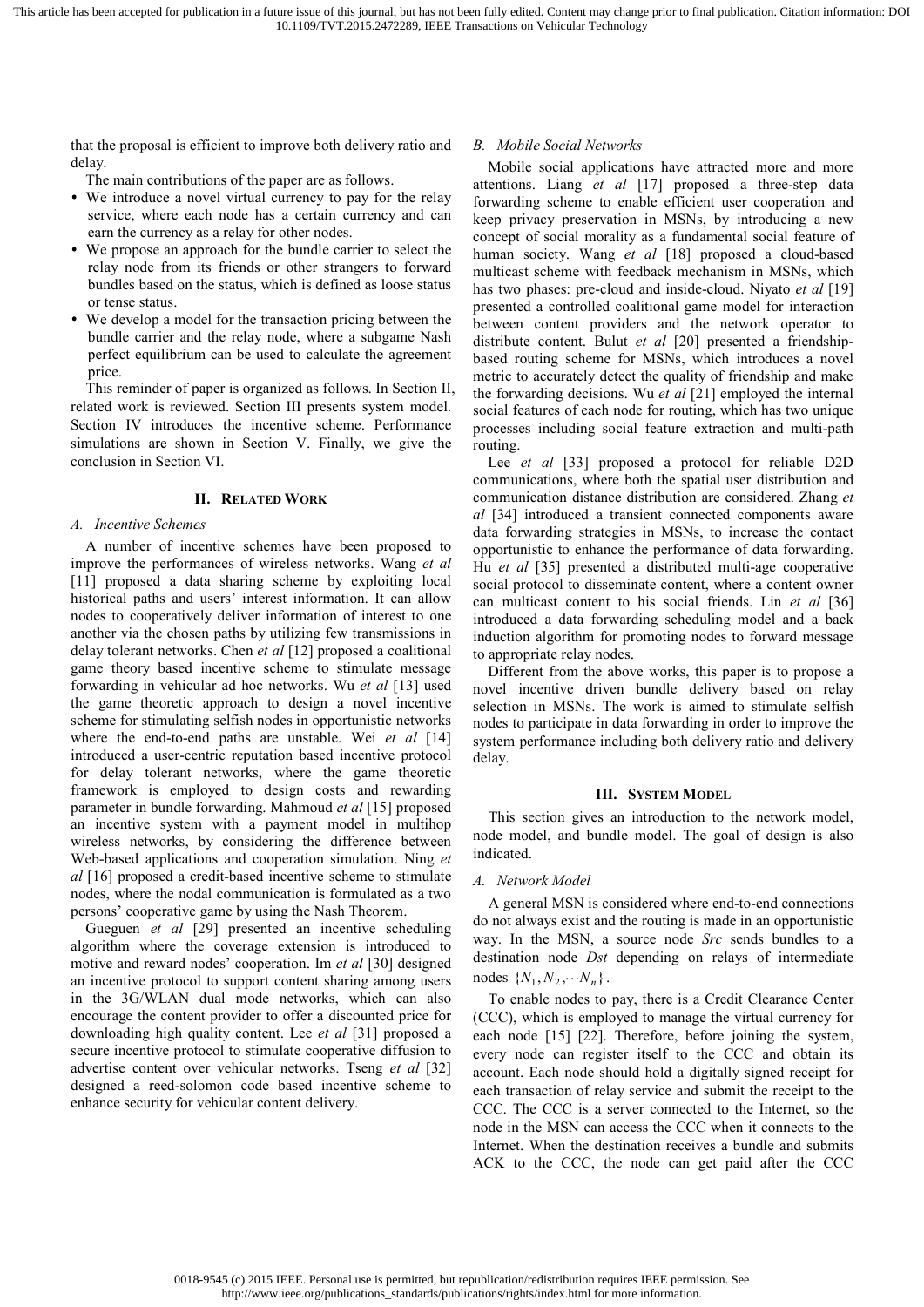that the proposal is efficient to improve both delivery ratio and delay.

The main contributions of the paper are as follows.

- We introduce a novel virtual currency to pay for the relay service, where each node has a certain currency and can earn the currency as a relay for other nodes.
- We propose an approach for the bundle carrier to select the relay node from its friends or other strangers to forward bundles based on the status, which is defined as loose status or tense status.
- We develop a model for the transaction pricing between the bundle carrier and the relay node, where a subgame Nash perfect equilibrium can be used to calculate the agreement price.

This reminder of paper is organized as follows. In Section II, related work is reviewed. Section III presents system model. Section IV introduces the incentive scheme. Performance simulations are shown in Section V. Finally, we give the conclusion in Section VI.

## II. Related Work

### A. Incentive Schemes

A number of incentive schemes have been proposed to improve the performances of wireless networks. Wang *et al* [11] proposed a data sharing scheme by exploiting local historical paths and users' interest information. It can allow nodes to cooperatively deliver information of interest to one another via the chosen paths by utilizing few transmissions in delay tolerant networks. Chen *et al* [12] proposed a coalitional game theory based incentive scheme to stimulate message forwarding in vehicular ad hoc networks. Wu *et al* [13] used the game theoretic approach to design a novel incentive scheme for stimulating selfish nodes in opportunistic networks where the end-to-end paths are unstable. Wei *et al* [14] introduced a user-centric reputation based incentive protocol for delay tolerant networks, where the game theoretic framework is employed to design costs and rewarding parameter in bundle forwarding. Mahmoud *et al* [15] proposed an incentive system with a payment model in multihop wireless networks, by considering the difference between Web-based applications and cooperation simulation. Ning *et al* [16] proposed a credit-based incentive scheme to stimulate nodes, where the nodal communication is formulated as a two persons' cooperative game by using the Nash Theorem.

Gueguen *et al* [29] presented an incentive scheduling algorithm where the coverage extension is introduced to motive and reward nodes' cooperation. Im *et al* [30] designed an incentive protocol to support content sharing among users in the 3G/WLAN dual mode networks, which can also encourage the content provider to offer a discounted price for downloading high quality content. Lee *et al* [31] proposed a secure incentive protocol to stimulate cooperative diffusion to advertise content over vehicular networks. Tseng *et al* [32] designed a reed-solomon code based incentive scheme to enhance security for vehicular content delivery.

### B. Mobile Social Networks

Mobile social applications have attracted more and more attentions. Liang *et al* [17] proposed a three-step data forwarding scheme to enable efficient user cooperation and keep privacy preservation in MSNs, by introducing a new concept of social morality as a fundamental social feature of human society. Wang *et al* [18] proposed a cloud-based multicast scheme with feedback mechanism in MSNs, which has two phases: pre-cloud and inside-cloud. Niyato *et al* [19] presented a controlled coalitional game model for interaction between content providers and the network operator to distribute content. Bulut *et al* [20] presented a friendship-based routing scheme for MSNs, which introduces a novel metric to accurately detect the quality of friendship and make the forwarding decisions. Wu *et al* [21] employed the internal social features of each node for routing, which has two unique processes including social feature extraction and multi-path routing.

Lee *et al* [33] proposed a protocol for reliable D2D communications, where both the spatial user distribution and communication distance distribution are considered. Zhang *et al* [34] introduced a transient connected components aware data forwarding strategies in MSNs, to increase the contact opportunistic to enhance the performance of data forwarding. Hu *et al* [35] presented a distributed multi-age cooperative social protocol to disseminate content, where a content owner can multicast content to his social friends. Lin *et al* [36] introduced a data forwarding scheduling model and a back induction algorithm for promoting nodes to forward message to appropriate relay nodes.

Different from the above works, this paper is to propose a novel incentive driven bundle delivery based on relay selection in MSNs. The work is aimed to stimulate selfish nodes to participate in data forwarding in order to improve the system performance including both delivery ratio and delivery delay.

## III. System Model

This section gives an introduction to the network model, node model, and bundle model. The goal of design is also indicated.

### A. Network Model

A general MSN is considered where end-to-end connections do not always exist and the routing is made in an opportunistic way. In the MSN, a source node *Src* sends bundles to a destination node *Dst* depending on relays of intermediate nodes $\{N_1, N_2, \cdots N_n\}$.

To enable nodes to pay, there is a Credit Clearance Center (CCC), which is employed to manage the virtual currency for each node [15] [22]. Therefore, before joining the system, every node can register itself to the CCC and obtain its account. Each node should hold a digitally signed receipt for each transaction of relay service and submit the receipt to the CCC. The CCC is a server connected to the Internet, so the node in the MSN can access the CCC when it connects to the Internet. When the destination receives a bundle and submits ACK to the CCC, the node can get paid after the CCC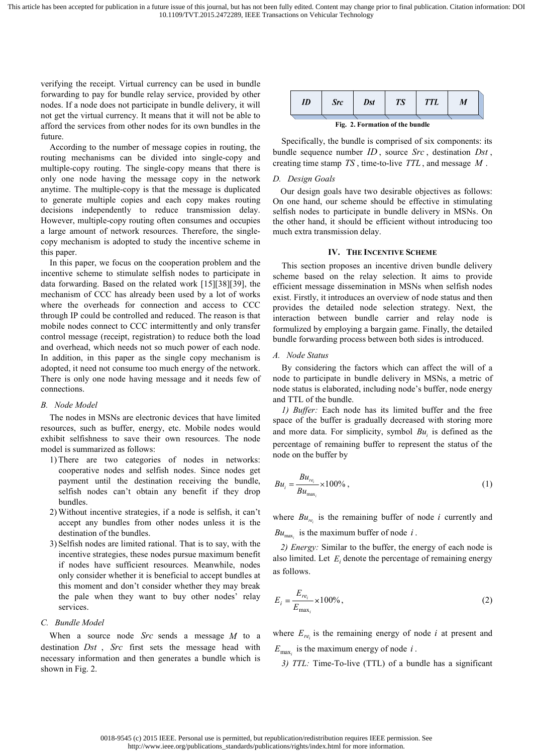verifying the receipt. Virtual currency can be used in bundle forwarding to pay for bundle relay service, provided by other nodes. If a node does not participate in bundle delivery, it will not get the virtual currency. It means that it will not be able to afford the services from other nodes for its own bundles in the future.

According to the number of message copies in routing, the routing mechanisms can be divided into single-copy and multiple-copy routing. The single-copy means that there is only one node having the message copy in the network anytime. The multiple-copy is that the message is duplicated to generate multiple copies and each copy makes routing decisions independently to reduce transmission delay. However, multiple-copy routing often consumes and occupies a large amount of network resources. Therefore, the single-copy mechanism is adopted to study the incentive scheme in this paper.

In this paper, we focus on the cooperation problem and the incentive scheme to stimulate selfish nodes to participate in data forwarding. Based on the related work [15][38][39], the mechanism of CCC has already been used by a lot of works where the overheads for connection and access to CCC through IP could be controlled and reduced. The reason is that mobile nodes connect to CCC intermittently and only transfer control message (receipt, registration) to reduce both the load and overhead, which needs not so much power of each node. In addition, in this paper as the single copy mechanism is adopted, it need not consume too much energy of the network. There is only one node having message and it needs few of connections.

### B. Node Model

The nodes in MSNs are electronic devices that have limited resources, such as buffer, energy, etc. Mobile nodes would exhibit selfishness to save their own resources. The node model is summarized as follows:

1) There are two categories of nodes in networks: cooperative nodes and selfish nodes. Since nodes get payment until the destination receiving the bundle, selfish nodes can't obtain any benefit if they drop bundles.
2) Without incentive strategies, if a node is selfish, it can't accept any bundles from other nodes unless it is the destination of the bundles.
3) Selfish nodes are limited rational. That is to say, with the incentive strategies, these nodes pursue maximum benefit if nodes have sufficient resources. Meanwhile, nodes only consider whether it is beneficial to accept bundles at this moment and don't consider whether they may break the pale when they want to buy other nodes' relay services.

### C. Bundle Model

When a source node $Src$ sends a message $M$ to a destination $Dst$, $Src$ first sets the message head with necessary information and then generates a bundle which is shown in Fig. 2.

| ID | Src | Dst | TS | TTL | M |
|---|---|---|---|---|---|

**Fig. 2. Formation of the bundle**

Specifically, the bundle is comprised of six components: its bundle sequence number $ID$, source $Src$, destination $Dst$, creating time stamp $TS$, time-to-live $TTL$, and message $M$.

### D. Design Goals

Our design goals have two desirable objectives as follows: On one hand, our scheme should be effective in stimulating selfish nodes to participate in bundle delivery in MSNs. On the other hand, it should be efficient without introducing too much extra transmission delay.

## IV. The Incentive Scheme

This section proposes an incentive driven bundle delivery scheme based on the relay selection. It aims to provide efficient message dissemination in MSNs when selfish nodes exist. Firstly, it introduces an overview of node status and then provides the detailed node selection strategy. Next, the interaction between bundle carrier and relay node is formulized by employing a bargain game. Finally, the detailed bundle forwarding process between both sides is introduced.

### A. Node Status

By considering the factors which can affect the will of a node to participate in bundle delivery in MSNs, a metric of node status is elaborated, including node's buffer, node energy and TTL of the bundle.

*1) Buffer:* Each node has its limited buffer and the free space of the buffer is gradually decreased with storing more and more data. For simplicity, symbol $Bu_i$ is defined as the percentage of remaining buffer to represent the status of the node on the buffer by

$$Bu_i = \frac{Bu_{re_i}}{Bu_{\max_i}} \times 100\%, \tag{1}$$

where $Bu_{re_i}$ is the remaining buffer of node $i$ currently and $Bu_{\max_i}$ is the maximum buffer of node $i$.

*2) Energy:* Similar to the buffer, the energy of each node is also limited. Let $E_i$ denote the percentage of remaining energy as follows.

$$E_i = \frac{E_{re_i}}{E_{\max_i}} \times 100\%, \tag{2}$$

where $E_{re_i}$ is the remaining energy of node $i$ at present and $E_{\max_i}$ is the maximum energy of node $i$.

*3) TTL:* Time-To-live (TTL) of a bundle has a significant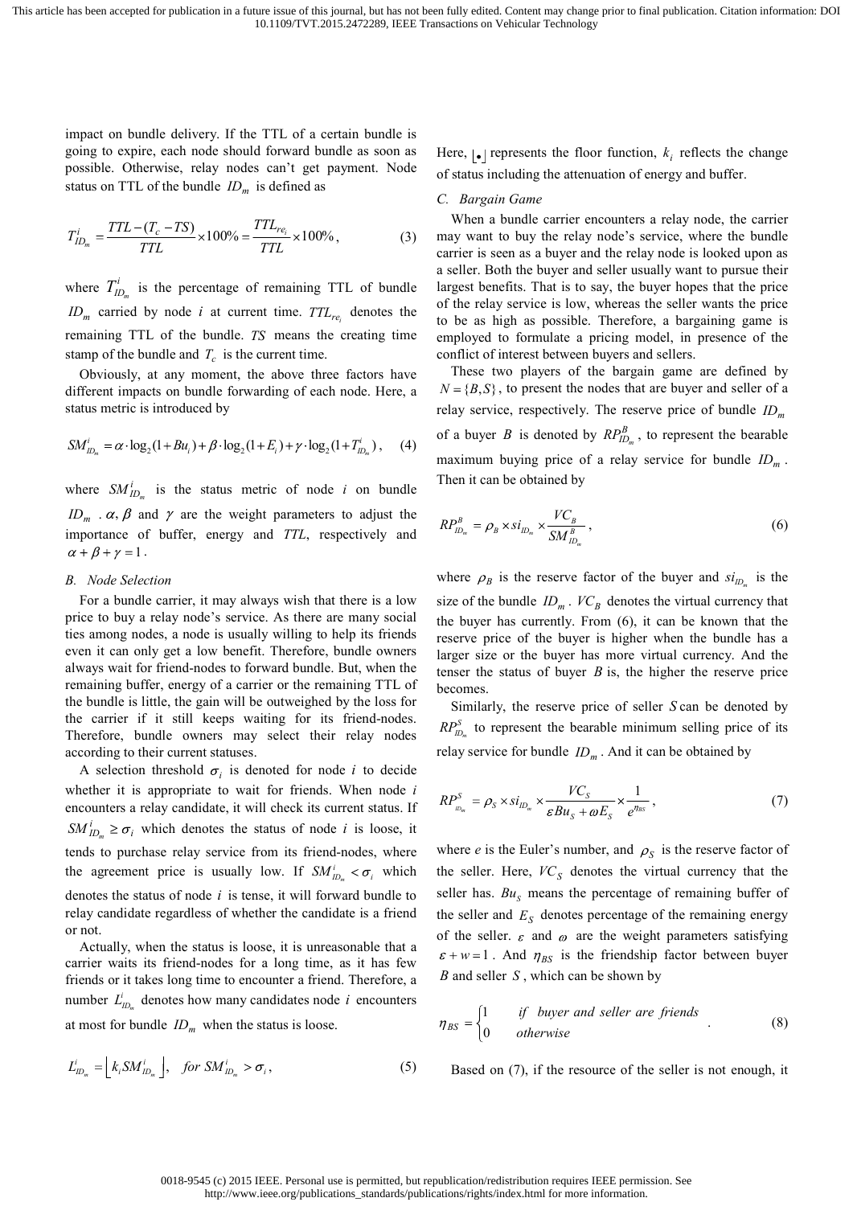impact on bundle delivery. If the TTL of a certain bundle is going to expire, each node should forward bundle as soon as possible. Otherwise, relay nodes can't get payment. Node status on TTL of the bundle $ID_m$ is defined as

$$T_{ID_m}^{i} = \frac{TTL-(T_c - TS)}{TTL} \times 100\% = \frac{TTL_{re_i}}{TTL} \times 100\%, \tag{3}$$

where $T_{ID_m}^{i}$ is the percentage of remaining TTL of bundle $ID_m$ carried by node $i$ at current time. $TTL_{re_i}$ denotes the remaining TTL of the bundle. $TS$ means the creating time stamp of the bundle and $T_c$ is the current time.

Obviously, at any moment, the above three factors have different impacts on bundle forwarding of each node. Here, a status metric is introduced by

$$SM_{ID_m}^{i} = \alpha \cdot \log_2(1+Bu_i) + \beta \cdot \log_2(1+E_i) + \gamma \cdot \log_2(1+T_{ID_m}^{i}), \tag{4}$$

where $SM_{ID_m}^{i}$ is the status metric of node $i$ on bundle $ID_m$ . $\alpha, \beta$ and $\gamma$ are the weight parameters to adjust the importance of buffer, energy and *TTL*, respectively and $\alpha+\beta+\gamma=1$.

### B. Node Selection

For a bundle carrier, it may always wish that there is a low price to buy a relay node's service. As there are many social ties among nodes, a node is usually willing to help its friends even it can only get a low benefit. Therefore, bundle owners always wait for friend-nodes to forward bundle. But, when the remaining buffer, energy of a carrier or the remaining TTL of the bundle is little, the gain will be outweighed by the loss for the carrier if it still keeps waiting for its friend-nodes. Therefore, bundle owners may select their relay nodes according to their current statuses.

A selection threshold $\sigma_i$ is denoted for node $i$ to decide whether it is appropriate to wait for friends. When node $i$ encounters a relay candidate, it will check its current status. If $SM_{ID_m}^{i} \geq \sigma_i$ which denotes the status of node $i$ is loose, it tends to purchase relay service from its friend-nodes, where the agreement price is usually low. If $SM_{ID_m}^{i} < \sigma_i$ which denotes the status of node $i$ is tense, it will forward bundle to relay candidate regardless of whether the candidate is a friend or not.

Actually, when the status is loose, it is unreasonable that a carrier waits its friend-nodes for a long time, as it has few friends or it takes long time to encounter a friend. Therefore, a number $L_{ID_m}^{i}$ denotes how many candidates node $i$ encounters at most for bundle $ID_m$ when the status is loose.

$$L_{ID_m}^{i} = \left\lfloor k_i SM_{ID_m}^{i} \right\rfloor, \quad for\ SM_{ID_m}^{i} > \sigma_i, \tag{5}$$

Here, $\lfloor \bullet \rfloor$ represents the floor function, $k_i$ reflects the change of status including the attenuation of energy and buffer.

### C. Bargain Game

When a bundle carrier encounters a relay node, the carrier may want to buy the relay node's service, where the bundle carrier is seen as a buyer and the relay node is looked upon as a seller. Both the buyer and seller usually want to pursue their largest benefits. That is to say, the buyer hopes that the price of the relay service is low, whereas the seller wants the price to be as high as possible. Therefore, a bargaining game is employed to formulate a pricing model, in presence of the conflict of interest between buyers and sellers.

These two players of the bargain game are defined by $N=\{B,S\}$, to present the nodes that are buyer and seller of a relay service, respectively. The reserve price of bundle $ID_m$ of a buyer $B$ is denoted by $RP_{ID_m}^{B}$, to represent the bearable maximum buying price of a relay service for bundle $ID_m$. Then it can be obtained by

$$RP_{ID_m}^{B} = \rho_B \times si_{ID_m} \times \frac{VC_B}{SM_{ID_m}^{B}}, \tag{6}$$

where $\rho_B$ is the reserve factor of the buyer and $si_{ID_m}$ is the size of the bundle $ID_m$. $VC_B$ denotes the virtual currency that the buyer has currently. From (6), it can be known that the reserve price of the buyer is higher when the bundle has a larger size or the buyer has more virtual currency. And the tenser the status of buyer $B$ is, the higher the reserve price becomes.

Similarly, the reserve price of seller $S$ can be denoted by $RP_{ID_m}^{S}$ to represent the bearable minimum selling price of its relay service for bundle $ID_m$. And it can be obtained by

$$RP_{ID_m}^{S} = \rho_S \times si_{ID_m} \times \frac{VC_S}{\varepsilon Bu_S + \omega E_S} \times \frac{1}{e^{\eta_{BS}}}, \tag{7}$$

where *e* is the Euler's number, and $\rho_S$ is the reserve factor of the seller. Here, $VC_S$ denotes the virtual currency that the seller has. $Bu_S$ means the percentage of remaining buffer of the seller and $E_S$ denotes percentage of the remaining energy of the seller. $\varepsilon$ and $\omega$ are the weight parameters satisfying $\varepsilon + w = 1$. And $\eta_{BS}$ is the friendship factor between buyer $B$ and seller $S$, which can be shown by

$$\eta_{BS} = \begin{cases} 1 & if\ \ buyer\ and\ seller\ are\ friends \\ 0 & otherwise \end{cases}. \tag{8}$$

Based on (7), if the resource of the seller is not enough, it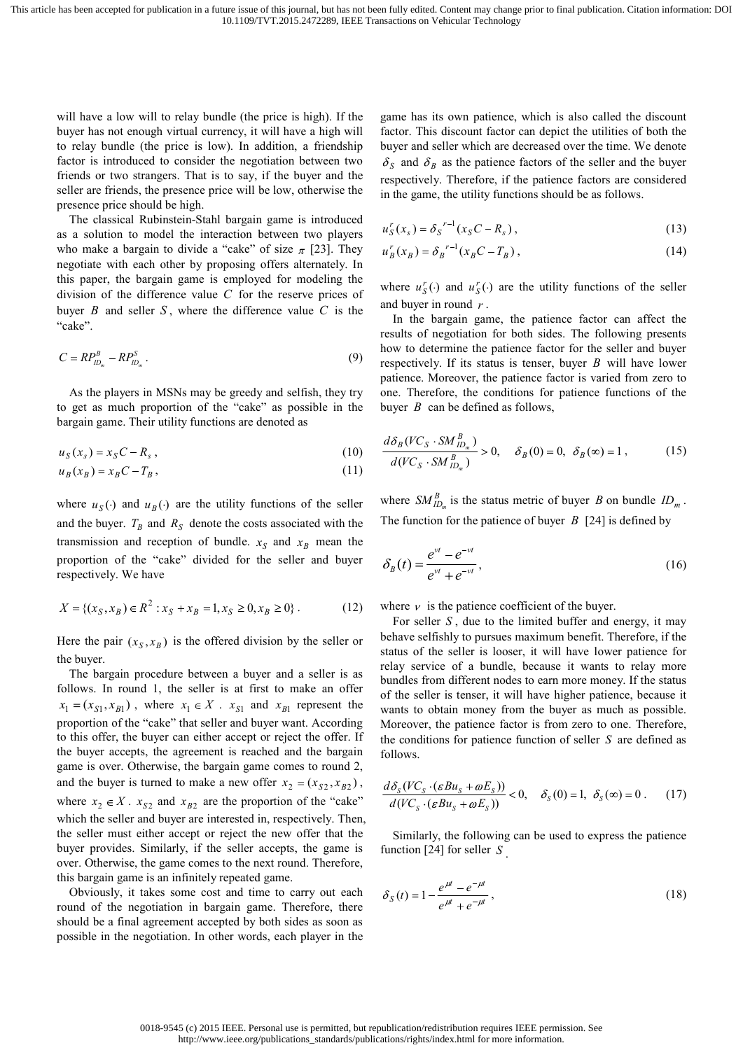will have a low will to relay bundle (the price is high). If the buyer has not enough virtual currency, it will have a high will to relay bundle (the price is low). In addition, a friendship factor is introduced to consider the negotiation between two friends or two strangers. That is to say, if the buyer and the seller are friends, the presence price will be low, otherwise the presence price should be high.

The classical Rubinstein-Stahl bargain game is introduced as a solution to model the interaction between two players who make a bargain to divide a "cake" of size $\pi$ [23]. They negotiate with each other by proposing offers alternately. In this paper, the bargain game is employed for modeling the division of the difference value $C$ for the reserve prices of buyer $B$ and seller $S$, where the difference value $C$ is the "cake".

$$C = RP_{ID_m}^{B} - RP_{ID_m}^{S} . \tag{9}$$

As the players in MSNs may be greedy and selfish, they try to get as much proportion of the "cake" as possible in the bargain game. Their utility functions are denoted as

$$u_S(x_s) = x_S C - R_s , \tag{10}$$

$$u_B(x_B) = x_B C - T_B , \tag{11}$$

where $u_S(\cdot)$ and $u_B(\cdot)$ are the utility functions of the seller and the buyer. $T_B$ and $R_S$ denote the costs associated with the transmission and reception of bundle. $x_S$ and $x_B$ mean the proportion of the "cake" divided for the seller and buyer respectively. We have

$$X = \{(x_S, x_B) \in R^2 : x_S + x_B = 1, x_S \geq 0, x_B \geq 0\} . \tag{12}$$

Here the pair $(x_S, x_B)$ is the offered division by the seller or the buyer.

The bargain procedure between a buyer and a seller is as follows. In round 1, the seller is at first to make an offer $x_1 = (x_{S1}, x_{B1})$, where $x_1 \in X$. $x_{S1}$ and $x_{B1}$ represent the proportion of the "cake" that seller and buyer want. According to this offer, the buyer can either accept or reject the offer. If the buyer accepts, the agreement is reached and the bargain game is over. Otherwise, the bargain game comes to round 2, and the buyer is turned to make a new offer $x_2 = (x_{S2}, x_{B2})$, where $x_2 \in X$. $x_{S2}$ and $x_{B2}$ are the proportion of the "cake" which the seller and buyer are interested in, respectively. Then, the seller must either accept or reject the new offer that the buyer provides. Similarly, if the seller accepts, the game is over. Otherwise, the game comes to the next round. Therefore, this bargain game is an infinitely repeated game.

Obviously, it takes some cost and time to carry out each round of the negotiation in bargain game. Therefore, there should be a final agreement accepted by both sides as soon as possible in the negotiation. In other words, each player in the game has its own patience, which is also called the discount factor. This discount factor can depict the utilities of both the buyer and seller which are decreased over the time. We denote $\delta_S$ and $\delta_B$ as the patience factors of the seller and the buyer respectively. Therefore, if the patience factors are considered in the game, the utility functions should be as follows.

$$u_S^r(x_s) = \delta_S^{\,r-1}(x_S C - R_s) , \tag{13}$$

$$u_B^r(x_B) = \delta_B^{\,r-1}(x_B C - T_B) , \tag{14}$$

where $u_S^r(\cdot)$ and $u_S^r(\cdot)$ are the utility functions of the seller and buyer in round $r$.

In the bargain game, the patience factor can affect the results of negotiation for both sides. The following presents how to determine the patience factor for the seller and buyer respectively. If its status is tenser, buyer $B$ will have lower patience. Moreover, the patience factor is varied from zero to one. Therefore, the conditions for patience functions of the buyer $B$ can be defined as follows,

$$\frac{d\delta_B(VC_S \cdot SM_{ID_m}^{B})}{d(VC_S \cdot SM_{ID_m}^{B})} > 0, \quad \delta_B(0) = 0, \ \delta_B(\infty) = 1 , \tag{15}$$

where $SM_{ID_m}^{B}$ is the status metric of buyer $B$ on bundle $ID_m$. The function for the patience of buyer $B$ [24] is defined by

$$\delta_B(t) = \frac{e^{vt} - e^{-vt}}{e^{vt} + e^{-vt}} , \tag{16}$$

where $v$ is the patience coefficient of the buyer.

For seller $S$, due to the limited buffer and energy, it may behave selfishly to pursues maximum benefit. Therefore, if the status of the seller is looser, it will have lower patience for relay service of a bundle, because it wants to relay more bundles from different nodes to earn more money. If the status of the seller is tenser, it will have higher patience, because it wants to obtain money from the buyer as much as possible. Moreover, the patience factor is from zero to one. Therefore, the conditions for patience function of seller $S$ are defined as follows.

$$\frac{d\delta_S(VC_S \cdot (\varepsilon Bu_S + \omega E_S))}{d(VC_S \cdot (\varepsilon Bu_S + \omega E_S))} < 0, \quad \delta_S(0) = 1, \ \delta_S(\infty) = 0 . \tag{17}$$

Similarly, the following can be used to express the patience function [24] for seller $S$.

$$\delta_S(t) = 1 - \frac{e^{\mu t} - e^{-\mu t}}{e^{\mu t} + e^{-\mu t}} , \tag{18}$$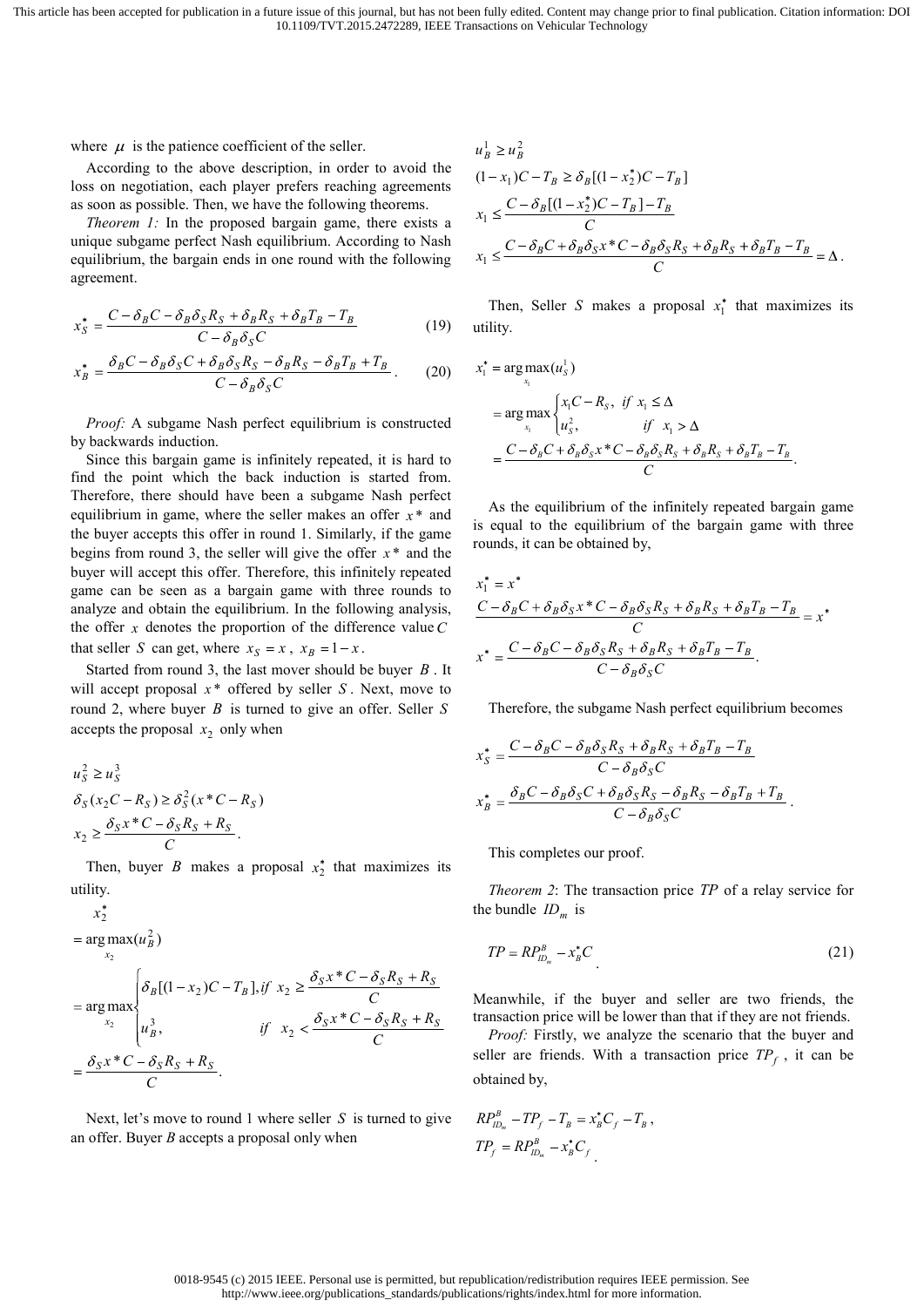where $\mu$ is the patience coefficient of the seller.

According to the above description, in order to avoid the loss on negotiation, each player prefers reaching agreements as soon as possible. Then, we have the following theorems.

*Theorem 1:* In the proposed bargain game, there exists a unique subgame perfect Nash equilibrium. According to Nash equilibrium, the bargain ends in one round with the following agreement.

$$x_S^{\star} = \frac{C - \delta_B C - \delta_B \delta_S R_S + \delta_B R_S + \delta_B T_B - T_B}{C - \delta_B \delta_S C} \tag{19}$$

$$x_B^{\star} = \frac{\delta_B C - \delta_B \delta_S C + \delta_B \delta_S R_S - \delta_B R_S - \delta_B T_B + T_B}{C - \delta_B \delta_S C}. \tag{20}$$

*Proof:* A subgame Nash perfect equilibrium is constructed by backwards induction.

Since this bargain game is infinitely repeated, it is hard to find the point which the back induction is started from. Therefore, there should have been a subgame Nash perfect equilibrium in game, where the seller makes an offer $x^*$ and the buyer accepts this offer in round 1. Similarly, if the game begins from round 3, the seller will give the offer $x^*$ and the buyer will accept this offer. Therefore, this infinitely repeated game can be seen as a bargain game with three rounds to analyze and obtain the equilibrium. In the following analysis, the offer $x$ denotes the proportion of the difference value $C$ that seller $S$ can get, where $x_S = x$, $x_B = 1 - x$.

Started from round 3, the last mover should be buyer $B$. It will accept proposal $x^*$ offered by seller $S$. Next, move to round 2, where buyer $B$ is turned to give an offer. Seller $S$ accepts the proposal $x_2$ only when

$$\begin{aligned}
& u_S^2 \ge u_S^3 \\
& \delta_S (x_2 C - R_S) \ge \delta_S^2 (x^* C - R_S) \\
& x_2 \ge \frac{\delta_S x^* C - \delta_S R_S + R_S}{C}.
\end{aligned}$$

Then, buyer $B$ makes a proposal $x_2^{\star}$ that maximizes its utility.

$$\begin{aligned}
& x_2^{\star} \\
& = \arg\max_{x_2} (u_B^2) \\
& = \arg\max_{x_2} \begin{cases} \delta_B[(1 - x_2)C - T_B], & if \;\; x_2 \ge \dfrac{\delta_S x^* C - \delta_S R_S + R_S}{C} \\ u_B^3, & if \;\; x_2 < \dfrac{\delta_S x^* C - \delta_S R_S + R_S}{C} \end{cases} \\
& = \frac{\delta_S x^* C - \delta_S R_S + R_S}{C}.
\end{aligned}$$

Next, let's move to round 1 where seller $S$ is turned to give an offer. Buyer $B$ accepts a proposal only when

$$\begin{aligned}
& u_B^1 \ge u_B^2 \\
& (1 - x_1)C - T_B \ge \delta_B[(1 - x_2^{\star})C - T_B] \\
& x_1 \le \frac{C - \delta_B[(1 - x_2^{\star})C - T_B] - T_B}{C} \\
& x_1 \le \frac{C - \delta_B C + \delta_B \delta_S x^* C - \delta_B \delta_S R_S + \delta_B R_S + \delta_B T_B - T_B}{C} = \Delta.
\end{aligned}$$

Then, Seller $S$ makes a proposal $x_1^{\star}$ that maximizes its utility.

$$\begin{aligned}
x_1^{\star} & = \arg\max_{x_1} (u_S^1) \\
& = \arg\max_{x_1} \begin{cases} x_1 C - R_S, & if \;\; x_1 \le \Delta \\ u_S^2, & if \;\; x_1 > \Delta \end{cases} \\
& = \frac{C - \delta_B C + \delta_B \delta_S x^* C - \delta_B \delta_S R_S + \delta_B R_S + \delta_B T_B - T_B}{C}.
\end{aligned}$$

As the equilibrium of the infinitely repeated bargain game is equal to the equilibrium of the bargain game with three rounds, it can be obtained by,

$$\begin{aligned}
& x_1^{\star} = x^{\star} \\
& \frac{C - \delta_B C + \delta_B \delta_S x^* C - \delta_B \delta_S R_S + \delta_B R_S + \delta_B T_B - T_B}{C} = x^{\star} \\
& x^{\star} = \frac{C - \delta_B C - \delta_B \delta_S R_S + \delta_B R_S + \delta_B T_B - T_B}{C - \delta_B \delta_S C}.
\end{aligned}$$

Therefore, the subgame Nash perfect equilibrium becomes

$$\begin{aligned}
x_S^{\star} & = \frac{C - \delta_B C - \delta_B \delta_S R_S + \delta_B R_S + \delta_B T_B - T_B}{C - \delta_B \delta_S C} \\
x_B^{\star} & = \frac{\delta_B C - \delta_B \delta_S C + \delta_B \delta_S R_S - \delta_B R_S - \delta_B T_B + T_B}{C - \delta_B \delta_S C}.
\end{aligned}$$

This completes our proof.

*Theorem 2*: The transaction price $TP$ of a relay service for the bundle $ID_m$ is

$$TP = RP_{ID_m}^B - x_B^{\star} C. \tag{21}$$

Meanwhile, if the buyer and seller are two friends, the transaction price will be lower than that if they are not friends.

*Proof:* Firstly, we analyze the scenario that the buyer and seller are friends. With a transaction price $TP_f$, it can be obtained by,

$$\begin{aligned}
& RP_{ID_m}^B - TP_f - T_B = x_B^{\star} C_f - T_B, \\
& TP_f = RP_{ID_m}^B - x_B^{\star} C_f.
\end{aligned}$$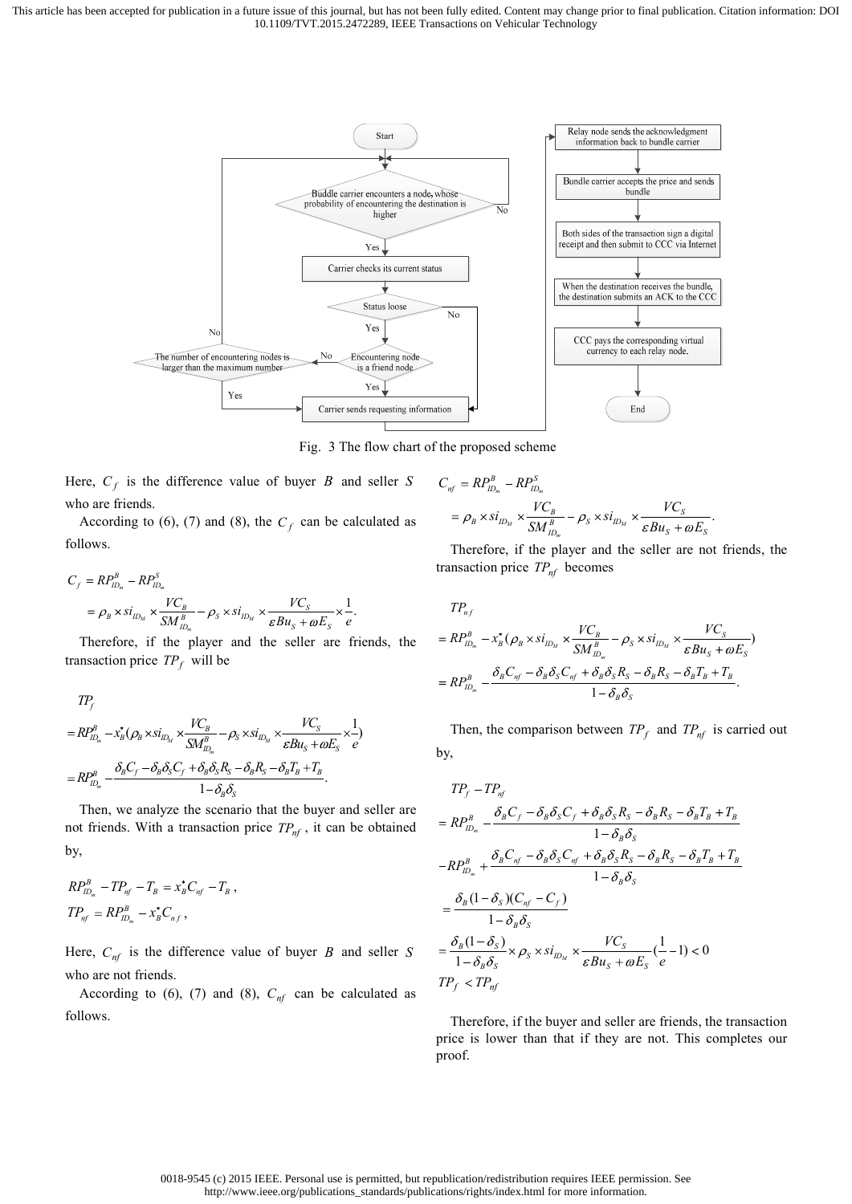Fig. 3 The flow chart of the proposed scheme

Here, $C_f$ is the difference value of buyer $B$ and seller $S$ who are friends.

According to (6), (7) and (8), the $C_f$ can be calculated as follows.

$$C_f = RP_{ID_m}^{B} - RP_{ID_m}^{S}$$
$$= \rho_B \times si_{ID_M} \times \frac{VC_B}{SM_{ID_m}^{B}} - \rho_S \times si_{ID_M} \times \frac{VC_S}{\varepsilon Bu_S + \omega E_S} \times \frac{1}{e}.$$

Therefore, if the player and the seller are friends, the transaction price $TP_f$ will be

$$TP_f$$
$$= RP_{ID_m}^{B} - x_B^{*}(\rho_B \times si_{ID_M} \times \frac{VC_B}{SM_{ID_m}^{B}} - \rho_S \times si_{ID_M} \times \frac{VC_S}{\varepsilon Bu_S + \omega E_S} \times \frac{1}{e})$$
$$= RP_{ID_m}^{B} - \frac{\delta_B C_f - \delta_B \delta_S C_f + \delta_B \delta_S R_S - \delta_B R_S - \delta_B T_B + T_B}{1 - \delta_B \delta_S}.$$

Then, we analyze the scenario that the buyer and seller are not friends. With a transaction price $TP_{nf}$, it can be obtained by,

$$RP_{ID_m}^{B} - TP_{nf} - T_B = x_B^{*} C_{nf} - T_B,$$
$$TP_{nf} = RP_{ID_m}^{B} - x_B^{*} C_{nf},$$

Here, $C_{nf}$ is the difference value of buyer $B$ and seller $S$ who are not friends.

According to (6), (7) and (8), $C_{nf}$ can be calculated as follows.

$$C_{nf} = RP_{ID_m}^{B} - RP_{ID_m}^{S}$$
$$= \rho_B \times si_{ID_M} \times \frac{VC_B}{SM_{ID_m}^{B}} - \rho_S \times si_{ID_M} \times \frac{VC_S}{\varepsilon Bu_S + \omega E_S}.$$

Therefore, if the player and the seller are not friends, the transaction price $TP_{nf}$ becomes

$$TP_{nf}$$
$$= RP_{ID_m}^{B} - x_B^{*}(\rho_B \times si_{ID_M} \times \frac{VC_B}{SM_{ID_m}^{B}} - \rho_S \times si_{ID_M} \times \frac{VC_S}{\varepsilon Bu_S + \omega E_S})$$
$$= RP_{ID_m}^{B} - \frac{\delta_B C_{nf} - \delta_B \delta_S C_{nf} + \delta_B \delta_S R_S - \delta_B R_S - \delta_B T_B + T_B}{1 - \delta_B \delta_S}.$$

Then, the comparison between $TP_f$ and $TP_{nf}$ is carried out by,

$$TP_f - TP_{nf}$$
$$= RP_{ID_m}^{B} - \frac{\delta_B C_f - \delta_B \delta_S C_f + \delta_B \delta_S R_S - \delta_B R_S - \delta_B T_B + T_B}{1 - \delta_B \delta_S}$$
$$- RP_{ID_m}^{B} + \frac{\delta_B C_{nf} - \delta_B \delta_S C_{nf} + \delta_B \delta_S R_S - \delta_B R_S - \delta_B T_B + T_B}{1 - \delta_B \delta_S}$$
$$= \frac{\delta_B (1 - \delta_S)(C_{nf} - C_f)}{1 - \delta_B \delta_S}$$
$$= \frac{\delta_B (1 - \delta_S)}{1 - \delta_B \delta_S} \times \rho_S \times si_{ID_M} \times \frac{VC_S}{\varepsilon Bu_S + \omega E_S}(\frac{1}{e} - 1) < 0$$
$$TP_f < TP_{nf}$$

Therefore, if the buyer and seller are friends, the transaction price is lower than that if they are not. This completes our proof.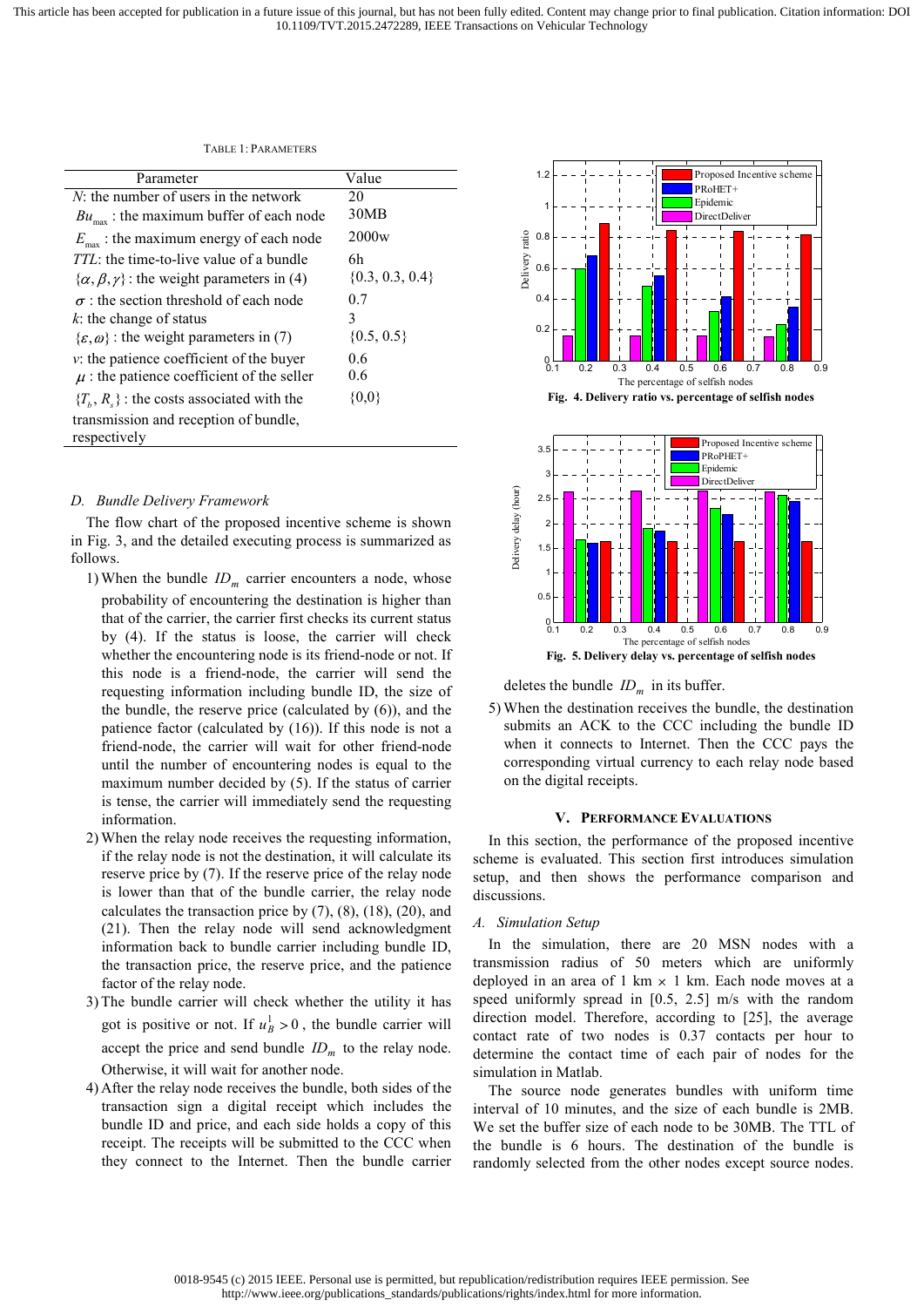TABLE I: PARAMETERS

| Parameter | Value |
| --- | --- |
| $N$: the number of users in the network | 20 |
| $Bu_{\max}$ : the maximum buffer of each node | 30MB |
| $E_{\max}$ : the maximum energy of each node | 2000w |
| $TTL$: the time-to-live value of a bundle | 6h |
| $\{\alpha, \beta, \gamma\}$ : the weight parameters in (4) | {0.3, 0.3, 0.4} |
| $\sigma$ : the section threshold of each node | 0.7 |
| $k$: the change of status | 3 |
| $\{\varepsilon, \omega\}$ : the weight parameters in (7) | {0.5, 0.5} |
| $v$: the patience coefficient of the buyer | 0.6 |
| $\mu$ : the patience coefficient of the seller | 0.6 |
| $\{T_b, R_s\}$ : the costs associated with the transmission and reception of bundle, respectively | {0,0} |

### D. Bundle Delivery Framework

The flow chart of the proposed incentive scheme is shown in Fig. 3, and the detailed executing process is summarized as follows.

1) When the bundle $ID_m$ carrier encounters a node, whose probability of encountering the destination is higher than that of the carrier, the carrier first checks its current status by (4). If the status is loose, the carrier will check whether the encountering node is its friend-node or not. If this node is a friend-node, the carrier will send the requesting information including bundle ID, the size of the bundle, the reserve price (calculated by (6)), and the patience factor (calculated by (16)). If this node is not a friend-node, the carrier will wait for other friend-node until the number of encountering nodes is equal to the maximum number decided by (5). If the status of carrier is tense, the carrier will immediately send the requesting information.
2) When the relay node receives the requesting information, if the relay node is not the destination, it will calculate its reserve price by (7). If the reserve price of the relay node is lower than that of the bundle carrier, the relay node calculates the transaction price by (7), (8), (18), (20), and (21). Then the relay node will send acknowledgment information back to bundle carrier including bundle ID, the transaction price, the reserve price, and the patience factor of the relay node.
3) The bundle carrier will check whether the utility it has got is positive or not. If $u_B^1 > 0$ , the bundle carrier will accept the price and send bundle $ID_m$ to the relay node. Otherwise, it will wait for another node.
4) After the relay node receives the bundle, both sides of the transaction sign a digital receipt which includes the bundle ID and price, and each side holds a copy of this receipt. The receipts will be submitted to the CCC when they connect to the Internet. Then the bundle carrier deletes the bundle $ID_m$ in its buffer.
5) When the destination receives the bundle, the destination submits an ACK to the CCC including the bundle ID when it connects to Internet. Then the CCC pays the corresponding virtual currency to each relay node based on the digital receipts.

Proposed Incentive scheme
PRoHET+
Epidemic
DirectDeliver
Delivery ratio
0 0.2 0.4 0.6 0.8 1 1.2
0.1 0.2 0.3 0.4 0.5 0.6 0.7 0.8 0.9
The percentage of selfish nodes

**Fig. 4. Delivery ratio vs. percentage of selfish nodes**

Proposed Incentive scheme
PRoPHET+
Epidemic
DirectDeliver
Delivery delay (hour)
0 0.5 1 1.5 2 2.5 3 3.5
0.1 0.2 0.3 0.4 0.5 0.6 0.7 0.8 0.9
The percentage of selfish nodes

**Fig. 5. Delivery delay vs. percentage of selfish nodes**

## V. PERFORMANCE EVALUATIONS

In this section, the performance of the proposed incentive scheme is evaluated. This section first introduces simulation setup, and then shows the performance comparison and discussions.

### A. Simulation Setup

In the simulation, there are 20 MSN nodes with a transmission radius of 50 meters which are uniformly deployed in an area of 1 km × 1 km. Each node moves at a speed uniformly spread in [0.5, 2.5] m/s with the random direction model. Therefore, according to [25], the average contact rate of two nodes is 0.37 contacts per hour to determine the contact time of each pair of nodes for the simulation in Matlab.

The source node generates bundles with uniform time interval of 10 minutes, and the size of each bundle is 2MB. We set the buffer size of each node to be 30MB. The TTL of the bundle is 6 hours. The destination of the bundle is randomly selected from the other nodes except source nodes.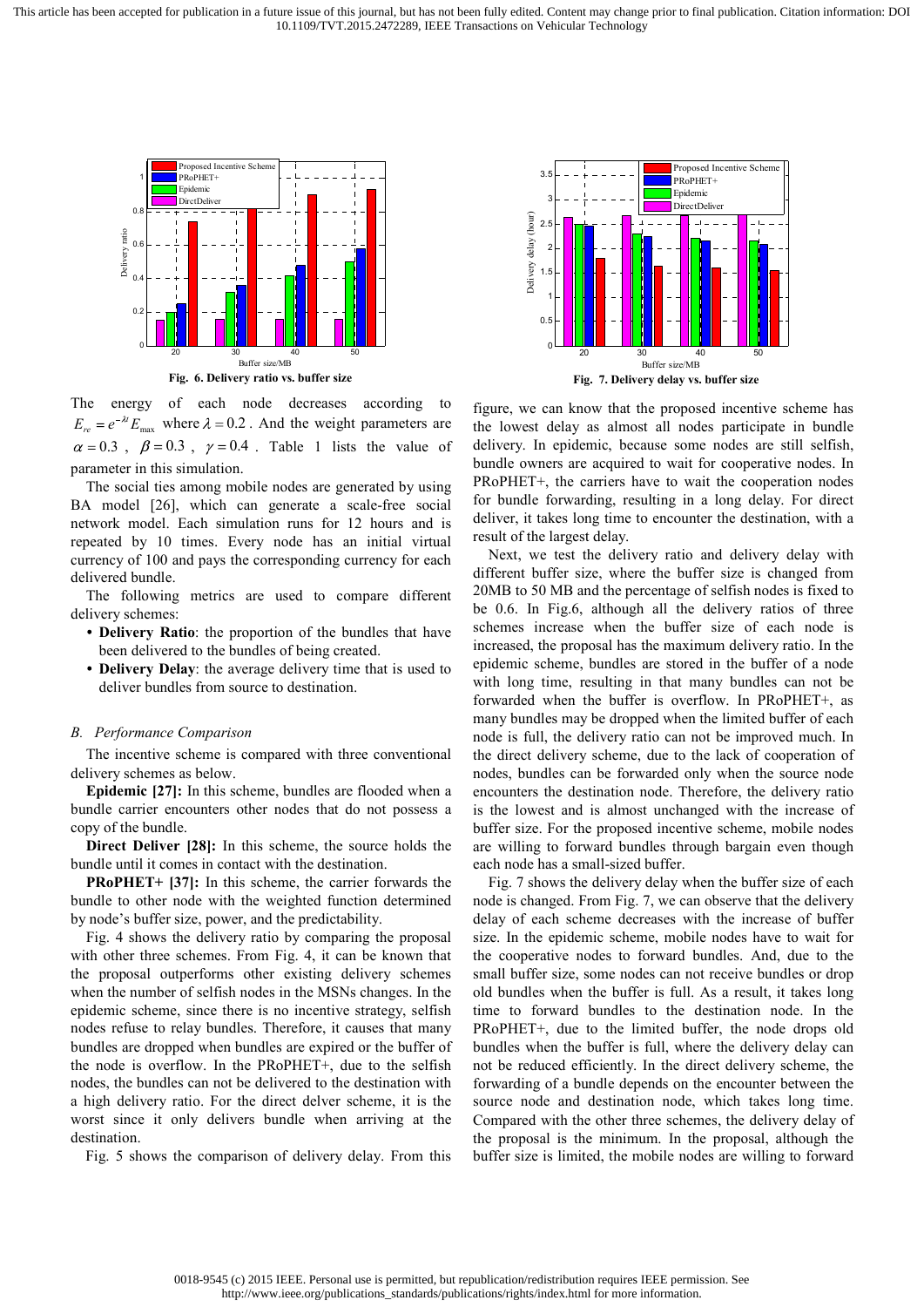Proposed Incentive Scheme
PRoPHET+
Epidemic
DirectDeliver

Delivery ratio

Buffer size/MB

**Fig. 6. Delivery ratio vs. buffer size**

Proposed Incentive Scheme
PRoPHET+
Epidemic
DirectDeliver

Delivery delay (hour)

Buffer size/MB

**Fig. 7. Delivery delay vs. buffer size**

The energy of each node decreases according to $E_{re} = e^{-\lambda t} E_{\max}$ where $\lambda = 0.2$. And the weight parameters are $\alpha = 0.3$, $\beta = 0.3$, $\gamma = 0.4$. Table 1 lists the value of parameter in this simulation.

The social ties among mobile nodes are generated by using BA model [26], which can generate a scale-free social network model. Each simulation runs for 12 hours and is repeated by 10 times. Every node has an initial virtual currency of 100 and pays the corresponding currency for each delivered bundle.

The following metrics are used to compare different delivery schemes:

- **Delivery Ratio**: the proportion of the bundles that have been delivered to the bundles of being created.
- **Delivery Delay**: the average delivery time that is used to deliver bundles from source to destination.

### *B. Performance Comparison*

The incentive scheme is compared with three conventional delivery schemes as below.

**Epidemic [27]:** In this scheme, bundles are flooded when a bundle carrier encounters other nodes that do not possess a copy of the bundle.

**Direct Deliver [28]:** In this scheme, the source holds the bundle until it comes in contact with the destination.

**PRoPHET+ [37]:** In this scheme, the carrier forwards the bundle to other node with the weighted function determined by node's buffer size, power, and the predictability.

Fig. 4 shows the delivery ratio by comparing the proposal with other three schemes. From Fig. 4, it can be known that the proposal outperforms other existing delivery schemes when the number of selfish nodes in the MSNs changes. In the epidemic scheme, since there is no incentive strategy, selfish nodes refuse to relay bundles. Therefore, it causes that many bundles are dropped when bundles are expired or the buffer of the node is overflow. In the PRoPHET+, due to the selfish nodes, the bundles can not be delivered to the destination with a high delivery ratio. For the direct delver scheme, it is the worst since it only delivers bundle when arriving at the destination.

Fig. 5 shows the comparison of delivery delay. From this figure, we can know that the proposed incentive scheme has the lowest delay as almost all nodes participate in bundle delivery. In epidemic, because some nodes are still selfish, bundle owners are acquired to wait for cooperative nodes. In PRoPHET+, the carriers have to wait the cooperation nodes for bundle forwarding, resulting in a long delay. For direct deliver, it takes long time to encounter the destination, with a result of the largest delay.

Next, we test the delivery ratio and delivery delay with different buffer size, where the buffer size is changed from 20MB to 50 MB and the percentage of selfish nodes is fixed to be 0.6. In Fig.6, although all the delivery ratios of three schemes increase when the buffer size of each node is increased, the proposal has the maximum delivery ratio. In the epidemic scheme, bundles are stored in the buffer of a node with long time, resulting in that many bundles can not be forwarded when the buffer is overflow. In PRoPHET+, as many bundles may be dropped when the limited buffer of each node is full, the delivery ratio can not be improved much. In the direct delivery scheme, due to the lack of cooperation of nodes, bundles can be forwarded only when the source node encounters the destination node. Therefore, the delivery ratio is the lowest and is almost unchanged with the increase of buffer size. For the proposed incentive scheme, mobile nodes are willing to forward bundles through bargain even though each node has a small-sized buffer.

Fig. 7 shows the delivery delay when the buffer size of each node is changed. From Fig. 7, we can observe that the delivery delay of each scheme decreases with the increase of buffer size. In the epidemic scheme, mobile nodes have to wait for the cooperative nodes to forward bundles. And, due to the small buffer size, some nodes can not receive bundles or drop old bundles when the buffer is full. As a result, it takes long time to forward bundles to the destination node. In the PRoPHET+, due to the limited buffer, the node drops old bundles when the buffer is full, where the delivery delay can not be reduced efficiently. In the direct delivery scheme, the forwarding of a bundle depends on the encounter between the source node and destination node, which takes long time. Compared with the other three schemes, the delivery delay of the proposal is the minimum. In the proposal, although the buffer size is limited, the mobile nodes are willing to forward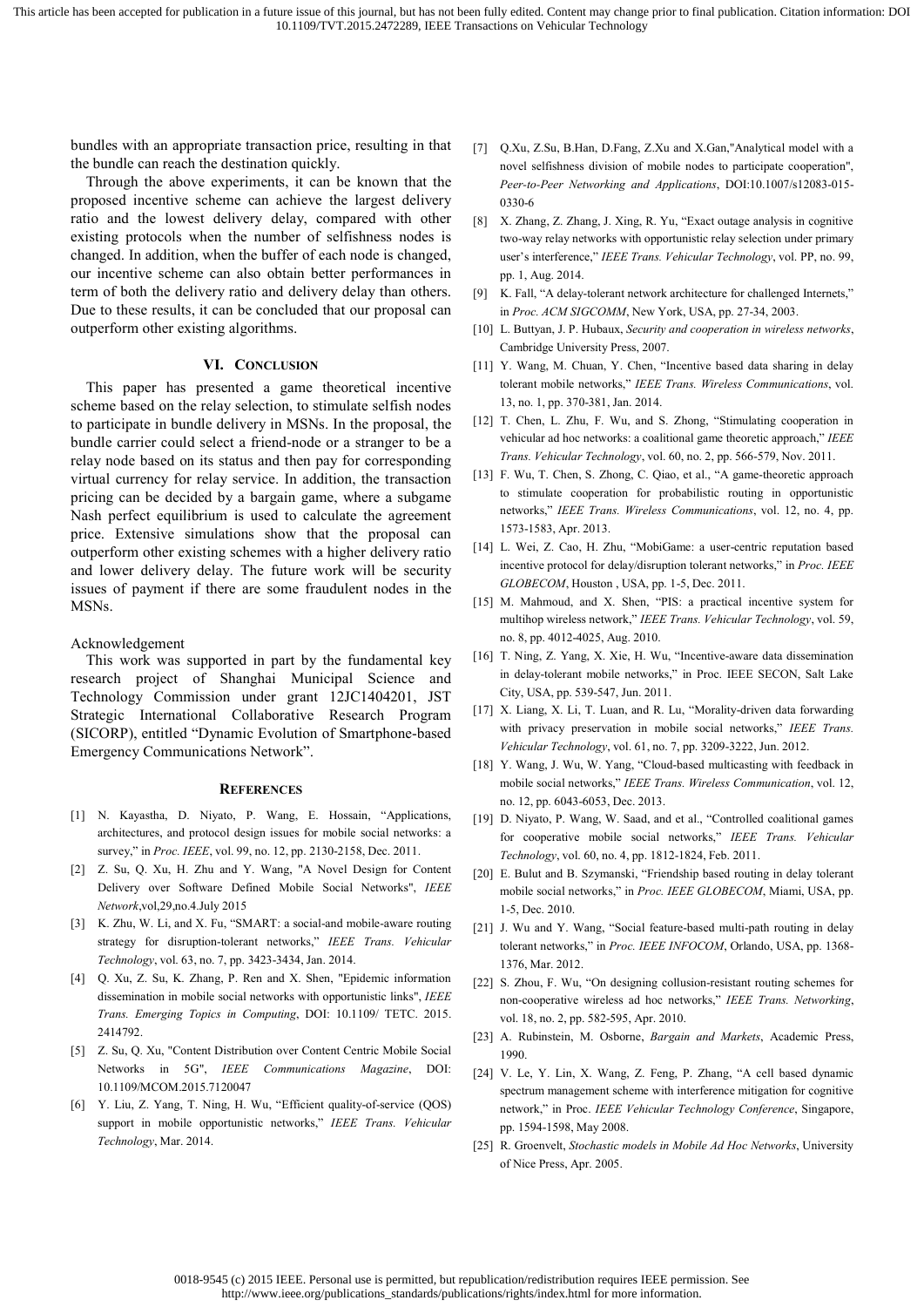bundles with an appropriate transaction price, resulting in that the bundle can reach the destination quickly.

Through the above experiments, it can be known that the proposed incentive scheme can achieve the largest delivery ratio and the lowest delivery delay, compared with other existing protocols when the number of selfishness nodes is changed. In addition, when the buffer of each node is changed, our incentive scheme can also obtain better performances in term of both the delivery ratio and delivery delay than others. Due to these results, it can be concluded that our proposal can outperform other existing algorithms.

## VI. Conclusion

This paper has presented a game theoretical incentive scheme based on the relay selection, to stimulate selfish nodes to participate in bundle delivery in MSNs. In the proposal, the bundle carrier could select a friend-node or a stranger to be a relay node based on its status and then pay for corresponding virtual currency for relay service. In addition, the transaction pricing can be decided by a bargain game, where a subgame Nash perfect equilibrium is used to calculate the agreement price. Extensive simulations show that the proposal can outperform other existing schemes with a higher delivery ratio and lower delivery delay. The future work will be security issues of payment if there are some fraudulent nodes in the MSNs.

Acknowledgement

This work was supported in part by the fundamental key research project of Shanghai Municipal Science and Technology Commission under grant 12JC1404201, JST Strategic International Collaborative Research Program (SICORP), entitled "Dynamic Evolution of Smartphone-based Emergency Communications Network".

## References

[1] N. Kayastha, D. Niyato, P. Wang, E. Hossain, "Applications, architectures, and protocol design issues for mobile social networks: a survey," in *Proc. IEEE*, vol. 99, no. 12, pp. 2130-2158, Dec. 2011.

[2] Z. Su, Q. Xu, H. Zhu and Y. Wang, "A Novel Design for Content Delivery over Software Defined Mobile Social Networks", *IEEE Network*,vol,29,no.4.July 2015

[3] K. Zhu, W. Li, and X. Fu, "SMART: a social-and mobile-aware routing strategy for disruption-tolerant networks," *IEEE Trans. Vehicular Technology*, vol. 63, no. 7, pp. 3423-3434, Jan. 2014.

[4] Q. Xu, Z. Su, K. Zhang, P. Ren and X. Shen, "Epidemic information dissemination in mobile social networks with opportunistic links", *IEEE Trans. Emerging Topics in Computing*, DOI: 10.1109/ TETC. 2015. 2414792.

[5] Z. Su, Q. Xu, "Content Distribution over Content Centric Mobile Social Networks in 5G", *IEEE Communications Magazine*, DOI: 10.1109/MCOM.2015.7120047

[6] Y. Liu, Z. Yang, T. Ning, H. Wu, "Efficient quality-of-service (QOS) support in mobile opportunistic networks," *IEEE Trans. Vehicular Technology*, Mar. 2014.

[7] Q.Xu, Z.Su, B.Han, D.Fang, Z.Xu and X.Gan,"Analytical model with a novel selfishness division of mobile nodes to participate cooperation", *Peer-to-Peer Networking and Applications*, DOI:10.1007/s12083-015-0330-6

[8] X. Zhang, Z. Zhang, J. Xing, R. Yu, "Exact outage analysis in cognitive two-way relay networks with opportunistic relay selection under primary user's interference," *IEEE Trans. Vehicular Technology*, vol. PP, no. 99, pp. 1, Aug. 2014.

[9] K. Fall, "A delay-tolerant network architecture for challenged Internets," in *Proc. ACM SIGCOMM*, New York, USA, pp. 27-34, 2003.

[10] L. Buttyan, J. P. Hubaux, *Security and cooperation in wireless networks*, Cambridge University Press, 2007.

[11] Y. Wang, M. Chuan, Y. Chen, "Incentive based data sharing in delay tolerant mobile networks," *IEEE Trans. Wireless Communications*, vol. 13, no. 1, pp. 370-381, Jan. 2014.

[12] T. Chen, L. Zhu, F. Wu, and S. Zhong, "Stimulating cooperation in vehicular ad hoc networks: a coalitional game theoretic approach," *IEEE Trans. Vehicular Technology*, vol. 60, no. 2, pp. 566-579, Nov. 2011.

[13] F. Wu, T. Chen, S. Zhong, C. Qiao, et al., "A game-theoretic approach to stimulate cooperation for probabilistic routing in opportunistic networks," *IEEE Trans. Wireless Communications*, vol. 12, no. 4, pp. 1573-1583, Apr. 2013.

[14] L. Wei, Z. Cao, H. Zhu, "MobiGame: a user-centric reputation based incentive protocol for delay/disruption tolerant networks," in *Proc. IEEE GLOBECOM*, Houston , USA, pp. 1-5, Dec. 2011.

[15] M. Mahmoud, and X. Shen, "PIS: a practical incentive system for multihop wireless network," *IEEE Trans. Vehicular Technology*, vol. 59, no. 8, pp. 4012-4025, Aug. 2010.

[16] T. Ning, Z. Yang, X. Xie, H. Wu, "Incentive-aware data dissemination in delay-tolerant mobile networks," in Proc. IEEE SECON, Salt Lake City, USA, pp. 539-547, Jun. 2011.

[17] X. Liang, X. Li, T. Luan, and R. Lu, "Morality-driven data forwarding with privacy preservation in mobile social networks," *IEEE Trans. Vehicular Technology*, vol. 61, no. 7, pp. 3209-3222, Jun. 2012.

[18] Y. Wang, J. Wu, W. Yang, "Cloud-based multicasting with feedback in mobile social networks," *IEEE Trans. Wireless Communication*, vol. 12, no. 12, pp. 6043-6053, Dec. 2013.

[19] D. Niyato, P. Wang, W. Saad, and et al., "Controlled coalitional games for cooperative mobile social networks," *IEEE Trans. Vehicular Technology*, vol. 60, no. 4, pp. 1812-1824, Feb. 2011.

[20] E. Bulut and B. Szymanski, "Friendship based routing in delay tolerant mobile social networks," in *Proc. IEEE GLOBECOM*, Miami, USA, pp. 1-5, Dec. 2010.

[21] J. Wu and Y. Wang, "Social feature-based multi-path routing in delay tolerant networks," in *Proc. IEEE INFOCOM*, Orlando, USA, pp. 1368-1376, Mar. 2012.

[22] S. Zhou, F. Wu, "On designing collusion-resistant routing schemes for non-cooperative wireless ad hoc networks," *IEEE Trans. Networking*, vol. 18, no. 2, pp. 582-595, Apr. 2010.

[23] A. Rubinstein, M. Osborne, *Bargain and Markets*, Academic Press, 1990.

[24] V. Le, Y. Lin, X. Wang, Z. Feng, P. Zhang, "A cell based dynamic spectrum management scheme with interference mitigation for cognitive network," in Proc. *IEEE Vehicular Technology Conference*, Singapore, pp. 1594-1598, May 2008.

[25] R. Groenvelt, *Stochastic models in Mobile Ad Hoc Networks*, University of Nice Press, Apr. 2005.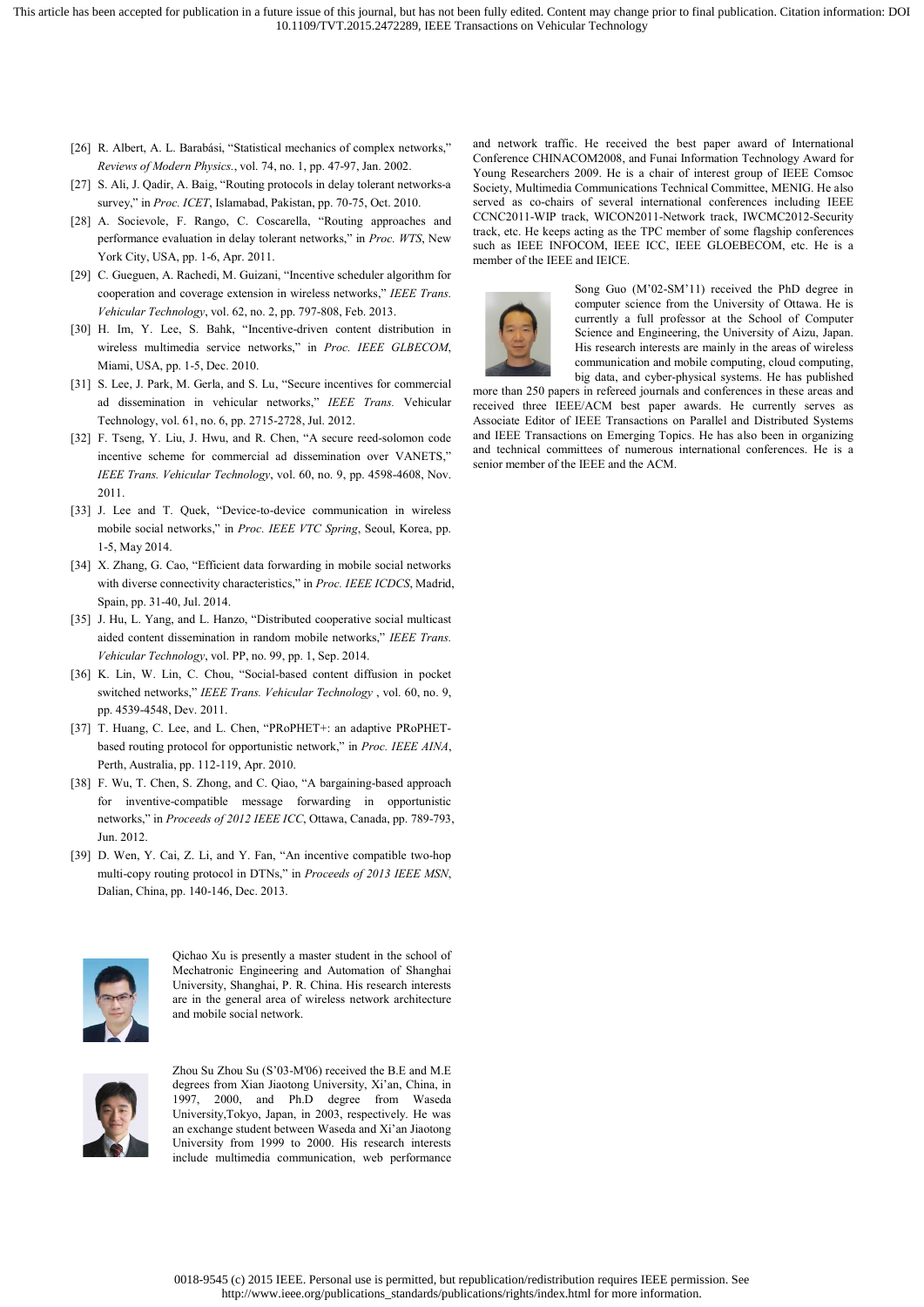[26] R. Albert, A. L. Barabási, "Statistical mechanics of complex networks," *Reviews of Modern Physics.*, vol. 74, no. 1, pp. 47-97, Jan. 2002.

[27] S. Ali, J. Qadir, A. Baig, "Routing protocols in delay tolerant networks-a survey," in *Proc. ICET*, Islamabad, Pakistan, pp. 70-75, Oct. 2010.

[28] A. Socievole, F. Rango, C. Coscarella, "Routing approaches and performance evaluation in delay tolerant networks," in *Proc. WTS*, New York City, USA, pp. 1-6, Apr. 2011.

[29] C. Gueguen, A. Rachedi, M. Guizani, "Incentive scheduler algorithm for cooperation and coverage extension in wireless networks," *IEEE Trans. Vehicular Technology*, vol. 62, no. 2, pp. 797-808, Feb. 2013.

[30] H. Im, Y. Lee, S. Bahk, "Incentive-driven content distribution in wireless multimedia service networks," in *Proc. IEEE GLBECOM*, Miami, USA, pp. 1-5, Dec. 2010.

[31] S. Lee, J. Park, M. Gerla, and S. Lu, "Secure incentives for commercial ad dissemination in vehicular networks," *IEEE Trans.* Vehicular Technology, vol. 61, no. 6, pp. 2715-2728, Jul. 2012.

[32] F. Tseng, Y. Liu, J. Hwu, and R. Chen, "A secure reed-solomon code incentive scheme for commercial ad dissemination over VANETS," *IEEE Trans. Vehicular Technology*, vol. 60, no. 9, pp. 4598-4608, Nov. 2011.

[33] J. Lee and T. Quek, "Device-to-device communication in wireless mobile social networks," in *Proc. IEEE VTC Spring*, Seoul, Korea, pp. 1-5, May 2014.

[34] X. Zhang, G. Cao, "Efficient data forwarding in mobile social networks with diverse connectivity characteristics," in *Proc. IEEE ICDCS*, Madrid, Spain, pp. 31-40, Jul. 2014.

[35] J. Hu, L. Yang, and L. Hanzo, "Distributed cooperative social multicast aided content dissemination in random mobile networks," *IEEE Trans. Vehicular Technology*, vol. PP, no. 99, pp. 1, Sep. 2014.

[36] K. Lin, W. Lin, C. Chou, "Social-based content diffusion in pocket switched networks," *IEEE Trans. Vehicular Technology* , vol. 60, no. 9, pp. 4539-4548, Dev. 2011.

[37] T. Huang, C. Lee, and L. Chen, "PRoPHET+: an adaptive PRoPHET-based routing protocol for opportunistic network," in *Proc. IEEE AINA*, Perth, Australia, pp. 112-119, Apr. 2010.

[38] F. Wu, T. Chen, S. Zhong, and C. Qiao, "A bargaining-based approach for inventive-compatible message forwarding in opportunistic networks," in *Proceeds of 2012 IEEE ICC*, Ottawa, Canada, pp. 789-793, Jun. 2012.

[39] D. Wen, Y. Cai, Z. Li, and Y. Fan, "An incentive compatible two-hop multi-copy routing protocol in DTNs," in *Proceeds of 2013 IEEE MSN*, Dalian, China, pp. 140-146, Dec. 2013.

Qichao Xu is presently a master student in the school of Mechatronic Engineering and Automation of Shanghai University, Shanghai, P. R. China. His research interests are in the general area of wireless network architecture and mobile social network.

Zhou Su Zhou Su (S'03-M'06) received the B.E and M.E degrees from Xian Jiaotong University, Xi'an, China, in 1997, 2000, and Ph.D degree from Waseda University,Tokyo, Japan, in 2003, respectively. He was an exchange student between Waseda and Xi'an Jiaotong University from 1999 to 2000. His research interests include multimedia communication, web performance and network traffic. He received the best paper award of International Conference CHINACOM2008, and Funai Information Technology Award for Young Researchers 2009. He is a chair of interest group of IEEE Comsoc Society, Multimedia Communications Technical Committee, MENIG. He also served as co-chairs of several international conferences including IEEE CCNC2011-WIP track, WICON2011-Network track, IWCMC2012-Security track, etc. He keeps acting as the TPC member of some flagship conferences such as IEEE INFOCOM, IEEE ICC, IEEE GLOEBECOM, etc. He is a member of the IEEE and IEICE.

Song Guo (M'02-SM'11) received the PhD degree in computer science from the University of Ottawa. He is currently a full professor at the School of Computer Science and Engineering, the University of Aizu, Japan. His research interests are mainly in the areas of wireless communication and mobile computing, cloud computing, big data, and cyber-physical systems. He has published more than 250 papers in refereed journals and conferences in these areas and received three IEEE/ACM best paper awards. He currently serves as Associate Editor of IEEE Transactions on Parallel and Distributed Systems and IEEE Transactions on Emerging Topics. He has also been in organizing and technical committees of numerous international conferences. He is a senior member of the IEEE and the ACM.